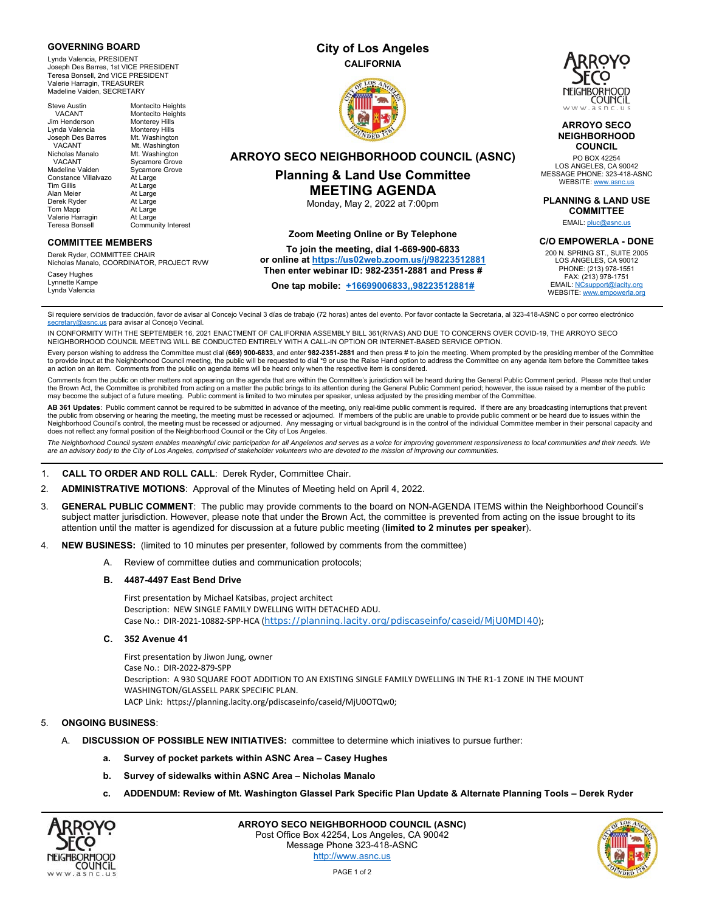## GOVERNING BOARD

Lynda Valencia, PRESIDENT
Joseph Des Barres, 1st VICE PRESIDENT
Teresa Bonsell, 2nd VICE PRESIDENT
Valerie Harragin, TREASURER
Madeline Vaiden, SECRETARY

| | |
|---|---|
| Steve Austin | Montecito Heights |
| VACANT | Montecito Heights |
| Jim Henderson | Monterey Hills |
| Lynda Valencia | Monterey Hills |
| Joseph Des Barres | Mt. Washington |
| VACANT | Mt. Washington |
| Nicholas Manalo | Mt. Washington |
| VACANT | Sycamore Grove |
| Madeline Vaiden | Sycamore Grove |
| Constance Villalvazo | At Large |
| Tim Gillis | At Large |
| Alan Meier | At Large |
| Derek Ryder | At Large |
| Tom Mapp | At Large |
| Valerie Harragin | At Large |
| Teresa Bonsell | Community Interest |

## COMMITTEE MEMBERS

Derek Ryder, COMMITTEE CHAIR
Nicholas Manalo, COORDINATOR, PROJECT RVW
Casey Hughes
Lynnette Kampe
Lynda Valencia

# City of Los Angeles
**CALIFORNIA**

## ARROYO SECO NEIGHBORHOOD COUNCIL (ASNC)

## Planning & Land Use Committee
# MEETING AGENDA
Monday, May 2, 2022 at 7:00pm

**Zoom Meeting Online or By Telephone**

**To join the meeting, dial 1-669-900-6833**
**or online at https://us02web.zoom.us/j/98223512881**
**Then enter webinar ID: 982-2351-2881 and Press #**

**One tap mobile: +16699006833,,98223512881#**

**ARROYO SECO NEIGHBORHOOD COUNCIL**
PO BOX 42254
LOS ANGELES, CA 90042
MESSAGE PHONE: 323-418-ASNC
WEBSITE: www.asnc.us

**PLANNING & LAND USE COMMITTEE**
EMAIL: pluc@asnc.us

**C/O EMPOWERLA - DONE**
200 N. SPRING ST., SUITE 2005
LOS ANGELES, CA 90012
PHONE: (213) 978-1551
FAX: (213) 978-1751
EMAIL: NCsupport@lacity.org
WEBSITE: www.empowerla.org

---

Si requiere servicios de traducción, favor de avisar al Concejo Vecinal 3 días de trabajo (72 horas) antes del evento. Por favor contacte la Secretaria, al 323-418-ASNC o por correo electrónico secretary@asnc.us para avisar al Concejo Vecinal.

IN CONFORMITY WITH THE SEPTEMBER 16, 2021 ENACTMENT OF CALIFORNIA ASSEMBLY BILL 361(RIVAS) AND DUE TO CONCERNS OVER COVID-19, THE ARROYO SECO NEIGHBORHOOD COUNCIL MEETING WILL BE CONDUCTED ENTIRELY WITH A CALL-IN OPTION OR INTERNET-BASED SERVICE OPTION.

Every person wishing to address the Committee must dial **(669) 900-6833**, and enter **982-2351-2881** and then press # to join the meeting. Whem prompted by the presiding member of the Committee to provide input at the Neighborhood Council meeting, the public will be requested to dial *9 or use the Raise Hand option to address the Committee on any agenda item before the Committee takes an action on an item. Comments from the public on agenda items will be heard only when the respective item is considered.

Comments from the public on other matters not appearing on the agenda that are within the Committee's jurisdiction will be heard during the General Public Comment period. Please note that under the Brown Act, the Committee is prohibited from acting on a matter the public brings to its attention during the General Public Comment period; however, the issue raised by a member of the public may become the subject of a future meeting. Public comment is limited to two minutes per speaker, unless adjusted by the presiding member of the Committee.

**AB 361 Updates**: Public comment cannot be required to be submitted in advance of the meeting, only real-time public comment is required. If there are any broadcasting interruptions that prevent the public from observing or hearing the meeting, the meeting must be recessed or adjourned. If members of the public are unable to provide public comment or be heard due to issues within the Neighborhood Council's control, the meeting must be recessed or adjourned. Any messaging or virtual background is in the control of the individual Committee member in their personal capacity and does not reflect any formal position of the Neighborhood Council or the City of Los Angeles.

*The Neighborhood Council system enables meaningful civic participation for all Angelenos and serves as a voice for improving government responsiveness to local communities and their needs. We are an advisory body to the City of Los Angeles, comprised of stakeholder volunteers who are devoted to the mission of improving our communities.*

---

1. **CALL TO ORDER AND ROLL CALL**: Derek Ryder, Committee Chair.
2. **ADMINISTRATIVE MOTIONS**: Approval of the Minutes of Meeting held on April 4, 2022.
3. **GENERAL PUBLIC COMMENT**: The public may provide comments to the board on NON-AGENDA ITEMS within the Neighborhood Council's subject matter jurisdiction. However, please note that under the Brown Act, the committee is prevented from acting on the issue brought to its attention until the matter is agendized for discussion at a future public meeting (**limited to 2 minutes per speaker**).
4. **NEW BUSINESS:** (limited to 10 minutes per presenter, followed by comments from the committee)

   A. Review of committee duties and communication protocols;

   **B. 4487-4497 East Bend Drive**

   First presentation by Michael Katsibas, project architect
   Description: NEW SINGLE FAMILY DWELLING WITH DETACHED ADU.
   Case No.: DIR-2021-10882-SPP-HCA (https://planning.lacity.org/pdiscaseinfo/caseid/MjU0MDI40);

   **C. 352 Avenue 41**

   First presentation by Jiwon Jung, owner
   Case No.: DIR-2022-879-SPP
   Description: A 930 SQUARE FOOT ADDITION TO AN EXISTING SINGLE FAMILY DWELLING IN THE R1-1 ZONE IN THE MOUNT WASHINGTON/GLASSELL PARK SPECIFIC PLAN.
   LACP Link: https://planning.lacity.org/pdiscaseinfo/caseid/MjU0OTQw0;

5. **ONGOING BUSINESS**:

   A. **DISCUSSION OF POSSIBLE NEW INITIATIVES:** committee to determine which iniatives to pursue further:

   **a. Survey of pocket parkets within ASNC Area – Casey Hughes**

   **b. Survey of sidewalks within ASNC Area – Nicholas Manalo**

   **c. ADDENDUM: Review of Mt. Washington Glassel Park Specific Plan Update & Alternate Planning Tools – Derek Ryder**

---

**ARROYO SECO NEIGHBORHOOD COUNCIL (ASNC)**
Post Office Box 42254, Los Angeles, CA 90042
Message Phone 323-418-ASNC
http://www.asnc.us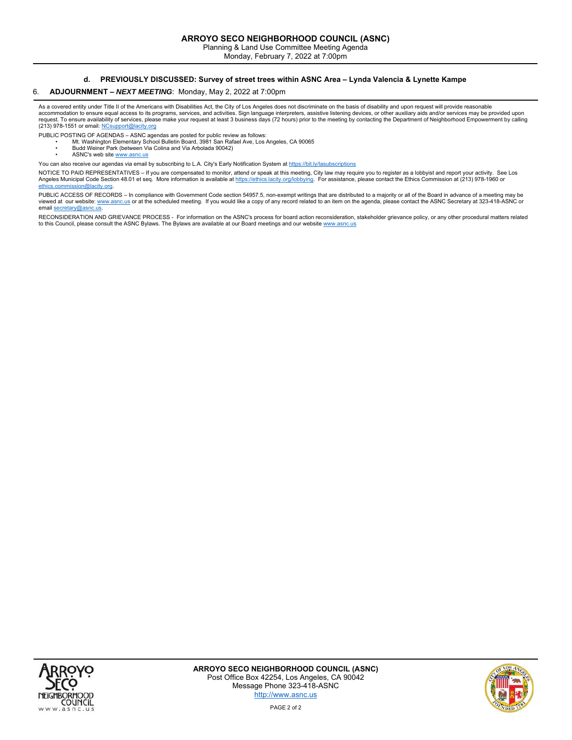**d. PREVIOUSLY DISCUSSED: Survey of street trees within ASNC Area – Lynda Valencia & Lynette Kampe**

6. **ADJOURNMENT – *NEXT MEETING***: Monday, May 2, 2022 at 7:00pm

As a covered entity under Title II of the Americans with Disabilities Act, the City of Los Angeles does not discriminate on the basis of disability and upon request will provide reasonable accommodation to ensure equal access to its programs, services, and activities. Sign language interpreters, assistive listening devices, or other auxiliary aids and/or services may be provided upon request. To ensure availability of services, please make your request at least 3 business days (72 hours) prior to the meeting by contacting the Department of Neighborhood Empowerment by calling (213) 978-1551 or email: NCsupport@lacity.org

PUBLIC POSTING OF AGENDAS – ASNC agendas are posted for public review as follows:

- Mt. Washington Elementary School Bulletin Board, 3981 San Rafael Ave, Los Angeles, CA 90065
- Budd Weiner Park (between Via Colina and Via Arbolada 90042)
- ASNC's web site www.asnc.us

You can also receive our agendas via email by subscribing to L.A. City's Early Notification System at https://bit.ly/lasubscriptions

NOTICE TO PAID REPRESENTATIVES – If you are compensated to monitor, attend or speak at this meeting, City law may require you to register as a lobbyist and report your activity. See Los Angeles Municipal Code Section 48.01 et seq. More information is available at https://ethics.lacity.org/lobbying. For assistance, please contact the Ethics Commission at (213) 978-1960 or ethics.commission@lacity.org.

PUBLIC ACCESS OF RECORDS – In compliance with Government Code section 54957.5, non-exempt writings that are distributed to a majority or all of the Board in advance of a meeting may be viewed at our website: www.asnc.us or at the scheduled meeting. If you would like a copy of any record related to an item on the agenda, please contact the ASNC Secretary at 323-418-ASNC or email secretary@asnc.us.

RECONSIDERATION AND GRIEVANCE PROCESS - For information on the ASNC's process for board action reconsideration, stakeholder grievance policy, or any other procedural matters related to this Council, please consult the ASNC Bylaws. The Bylaws are available at our Board meetings and our website www.asnc.us